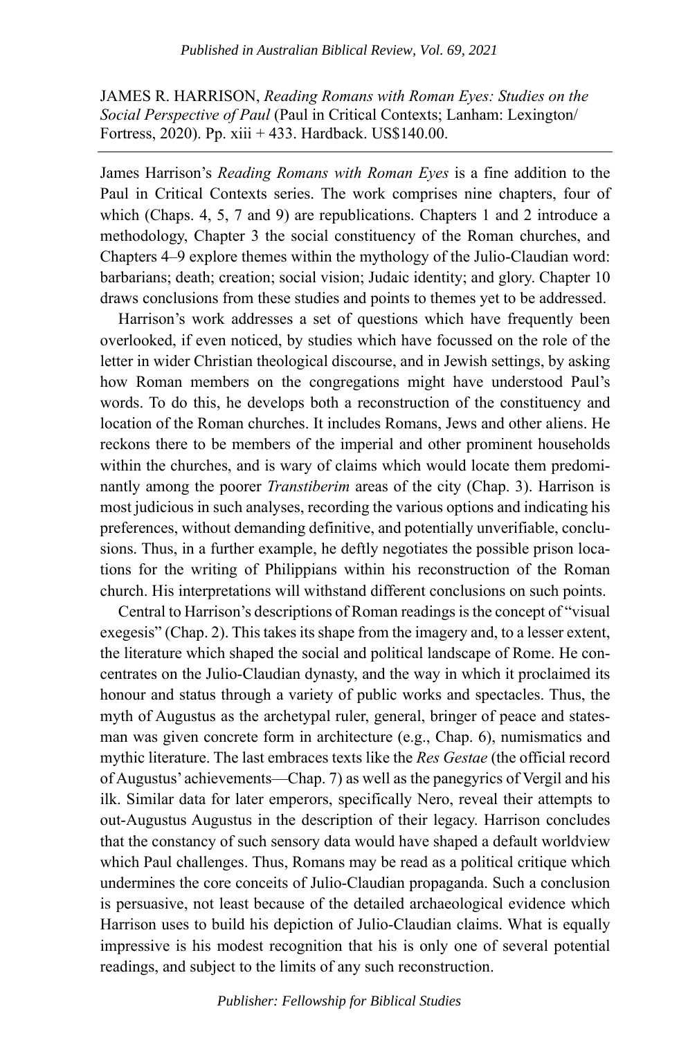JAMES R. HARRISON, *Reading Romans with Roman Eyes: Studies on the Social Perspective of Paul* (Paul in Critical Contexts; Lanham: Lexington/ Fortress, 2020). Pp. xiii + 433. Hardback. US$140.00.

---

James Harrison's *Reading Romans with Roman Eyes* is a fine addition to the Paul in Critical Contexts series. The work comprises nine chapters, four of which (Chaps. 4, 5, 7 and 9) are republications. Chapters 1 and 2 introduce a methodology, Chapter 3 the social constituency of the Roman churches, and Chapters 4–9 explore themes within the mythology of the Julio-Claudian word: barbarians; death; creation; social vision; Judaic identity; and glory. Chapter 10 draws conclusions from these studies and points to themes yet to be addressed.

Harrison's work addresses a set of questions which have frequently been overlooked, if even noticed, by studies which have focussed on the role of the letter in wider Christian theological discourse, and in Jewish settings, by asking how Roman members on the congregations might have understood Paul's words. To do this, he develops both a reconstruction of the constituency and location of the Roman churches. It includes Romans, Jews and other aliens. He reckons there to be members of the imperial and other prominent households within the churches, and is wary of claims which would locate them predominantly among the poorer *Transtiberim* areas of the city (Chap. 3). Harrison is most judicious in such analyses, recording the various options and indicating his preferences, without demanding definitive, and potentially unverifiable, conclusions. Thus, in a further example, he deftly negotiates the possible prison locations for the writing of Philippians within his reconstruction of the Roman church. His interpretations will withstand different conclusions on such points.

Central to Harrison's descriptions of Roman readings is the concept of "visual exegesis" (Chap. 2). This takes its shape from the imagery and, to a lesser extent, the literature which shaped the social and political landscape of Rome. He concentrates on the Julio-Claudian dynasty, and the way in which it proclaimed its honour and status through a variety of public works and spectacles. Thus, the myth of Augustus as the archetypal ruler, general, bringer of peace and statesman was given concrete form in architecture (e.g., Chap. 6), numismatics and mythic literature. The last embraces texts like the *Res Gestae* (the official record of Augustus' achievements—Chap. 7) as well as the panegyrics of Vergil and his ilk. Similar data for later emperors, specifically Nero, reveal their attempts to out-Augustus Augustus in the description of their legacy. Harrison concludes that the constancy of such sensory data would have shaped a default worldview which Paul challenges. Thus, Romans may be read as a political critique which undermines the core conceits of Julio-Claudian propaganda. Such a conclusion is persuasive, not least because of the detailed archaeological evidence which Harrison uses to build his depiction of Julio-Claudian claims. What is equally impressive is his modest recognition that his is only one of several potential readings, and subject to the limits of any such reconstruction.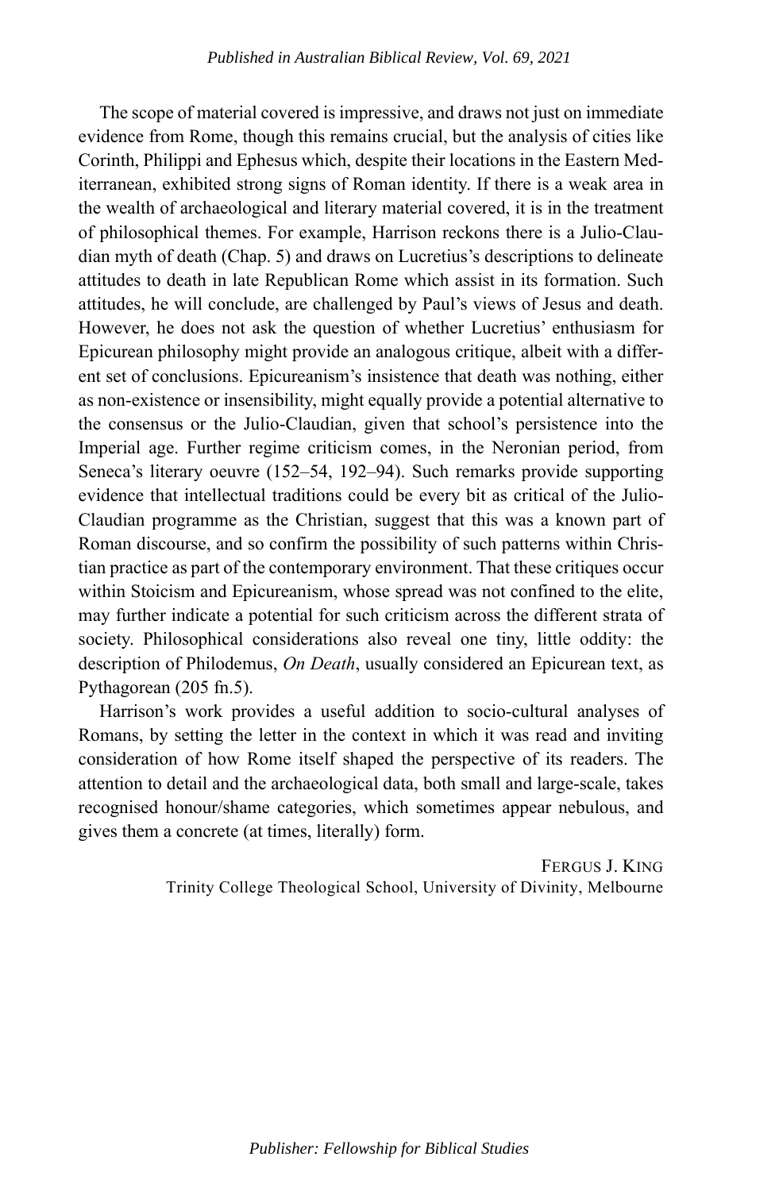The scope of material covered is impressive, and draws not just on immediate evidence from Rome, though this remains crucial, but the analysis of cities like Corinth, Philippi and Ephesus which, despite their locations in the Eastern Mediterranean, exhibited strong signs of Roman identity. If there is a weak area in the wealth of archaeological and literary material covered, it is in the treatment of philosophical themes. For example, Harrison reckons there is a Julio-Claudian myth of death (Chap. 5) and draws on Lucretius's descriptions to delineate attitudes to death in late Republican Rome which assist in its formation. Such attitudes, he will conclude, are challenged by Paul's views of Jesus and death. However, he does not ask the question of whether Lucretius' enthusiasm for Epicurean philosophy might provide an analogous critique, albeit with a different set of conclusions. Epicureanism's insistence that death was nothing, either as non-existence or insensibility, might equally provide a potential alternative to the consensus or the Julio-Claudian, given that school's persistence into the Imperial age. Further regime criticism comes, in the Neronian period, from Seneca's literary oeuvre (152–54, 192–94). Such remarks provide supporting evidence that intellectual traditions could be every bit as critical of the Julio-Claudian programme as the Christian, suggest that this was a known part of Roman discourse, and so confirm the possibility of such patterns within Christian practice as part of the contemporary environment. That these critiques occur within Stoicism and Epicureanism, whose spread was not confined to the elite, may further indicate a potential for such criticism across the different strata of society. Philosophical considerations also reveal one tiny, little oddity: the description of Philodemus, *On Death*, usually considered an Epicurean text, as Pythagorean (205 fn.5).

Harrison's work provides a useful addition to socio-cultural analyses of Romans, by setting the letter in the context in which it was read and inviting consideration of how Rome itself shaped the perspective of its readers. The attention to detail and the archaeological data, both small and large-scale, takes recognised honour/shame categories, which sometimes appear nebulous, and gives them a concrete (at times, literally) form.

FERGUS J. KING
Trinity College Theological School, University of Divinity, Melbourne